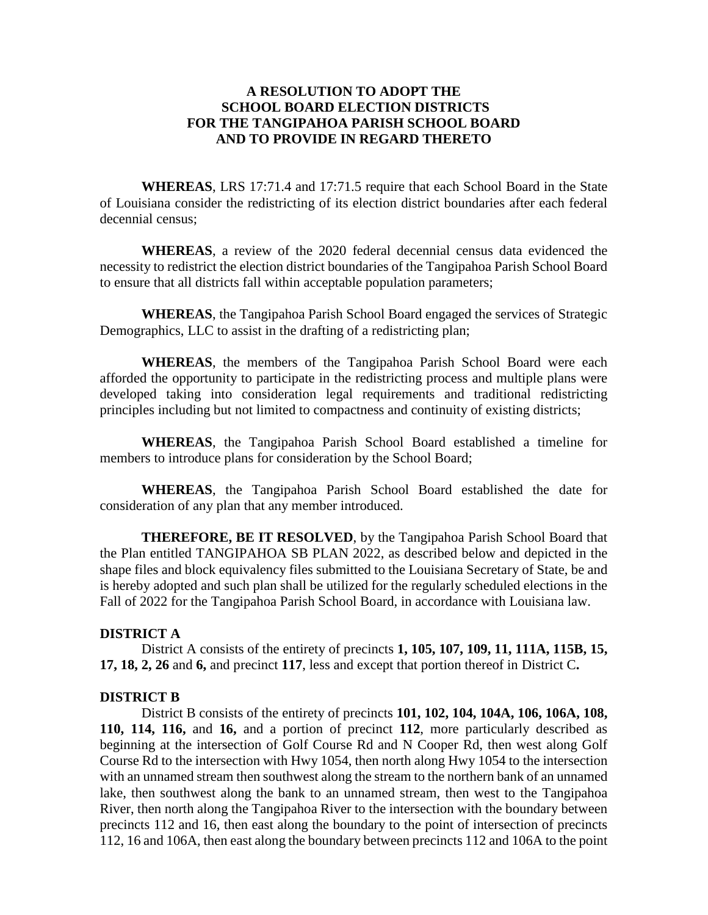# A RESOLUTION TO ADOPT THE SCHOOL BOARD ELECTION DISTRICTS FOR THE TANGIPAHOA PARISH SCHOOL BOARD AND TO PROVIDE IN REGARD THERETO

**WHEREAS**, LRS 17:71.4 and 17:71.5 require that each School Board in the State of Louisiana consider the redistricting of its election district boundaries after each federal decennial census;

**WHEREAS**, a review of the 2020 federal decennial census data evidenced the necessity to redistrict the election district boundaries of the Tangipahoa Parish School Board to ensure that all districts fall within acceptable population parameters;

**WHEREAS**, the Tangipahoa Parish School Board engaged the services of Strategic Demographics, LLC to assist in the drafting of a redistricting plan;

**WHEREAS**, the members of the Tangipahoa Parish School Board were each afforded the opportunity to participate in the redistricting process and multiple plans were developed taking into consideration legal requirements and traditional redistricting principles including but not limited to compactness and continuity of existing districts;

**WHEREAS**, the Tangipahoa Parish School Board established a timeline for members to introduce plans for consideration by the School Board;

**WHEREAS**, the Tangipahoa Parish School Board established the date for consideration of any plan that any member introduced.

**THEREFORE, BE IT RESOLVED**, by the Tangipahoa Parish School Board that the Plan entitled TANGIPAHOA SB PLAN 2022, as described below and depicted in the shape files and block equivalency files submitted to the Louisiana Secretary of State, be and is hereby adopted and such plan shall be utilized for the regularly scheduled elections in the Fall of 2022 for the Tangipahoa Parish School Board, in accordance with Louisiana law.

**DISTRICT A**

District A consists of the entirety of precincts **1, 105, 107, 109, 11, 111A, 115B, 15, 17, 18, 2, 26** and **6,** and precinct **117**, less and except that portion thereof in District C**.**

**DISTRICT B**

District B consists of the entirety of precincts **101, 102, 104, 104A, 106, 106A, 108, 110, 114, 116,** and **16,** and a portion of precinct **112**, more particularly described as beginning at the intersection of Golf Course Rd and N Cooper Rd, then west along Golf Course Rd to the intersection with Hwy 1054, then north along Hwy 1054 to the intersection with an unnamed stream then southwest along the stream to the northern bank of an unnamed lake, then southwest along the bank to an unnamed stream, then west to the Tangipahoa River, then north along the Tangipahoa River to the intersection with the boundary between precincts 112 and 16, then east along the boundary to the point of intersection of precincts 112, 16 and 106A, then east along the boundary between precincts 112 and 106A to the point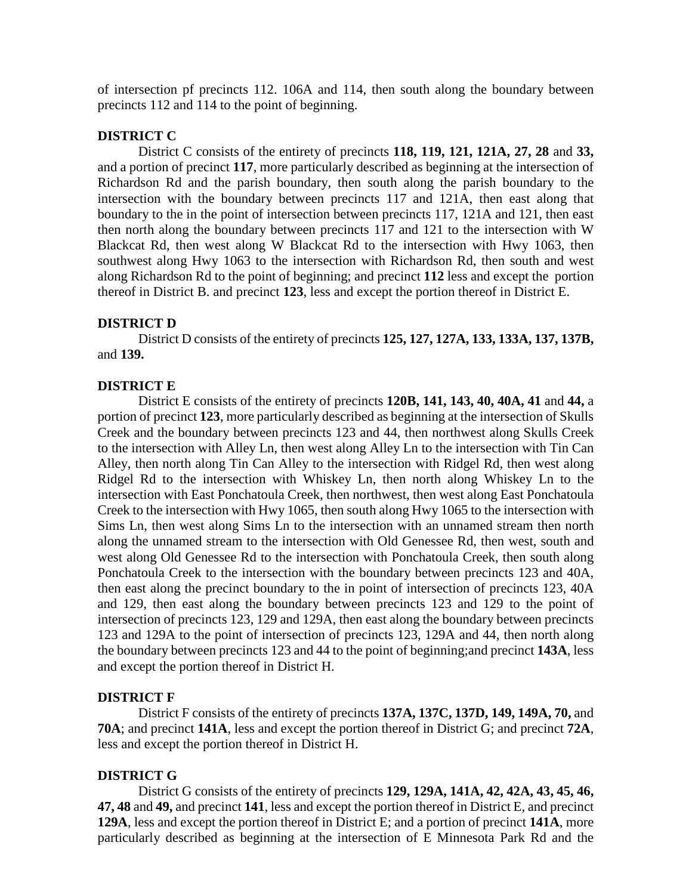of intersection pf precincts 112. 106A and 114, then south along the boundary between precincts 112 and 114 to the point of beginning.

**DISTRICT C**

District C consists of the entirety of precincts **118, 119, 121, 121A, 27, 28** and **33,** and a portion of precinct **117**, more particularly described as beginning at the intersection of Richardson Rd and the parish boundary, then south along the parish boundary to the intersection with the boundary between precincts 117 and 121A, then east along that boundary to the in the point of intersection between precincts 117, 121A and 121, then east then north along the boundary between precincts 117 and 121 to the intersection with W Blackcat Rd, then west along W Blackcat Rd to the intersection with Hwy 1063, then southwest along Hwy 1063 to the intersection with Richardson Rd, then south and west along Richardson Rd to the point of beginning; and precinct **112** less and except the portion thereof in District B. and precinct **123**, less and except the portion thereof in District E.

**DISTRICT D**

District D consists of the entirety of precincts **125, 127, 127A, 133, 133A, 137, 137B,** and **139.**

**DISTRICT E**

District E consists of the entirety of precincts **120B, 141, 143, 40, 40A, 41** and **44,** a portion of precinct **123**, more particularly described as beginning at the intersection of Skulls Creek and the boundary between precincts 123 and 44, then northwest along Skulls Creek to the intersection with Alley Ln, then west along Alley Ln to the intersection with Tin Can Alley, then north along Tin Can Alley to the intersection with Ridgel Rd, then west along Ridgel Rd to the intersection with Whiskey Ln, then north along Whiskey Ln to the intersection with East Ponchatoula Creek, then northwest, then west along East Ponchatoula Creek to the intersection with Hwy 1065, then south along Hwy 1065 to the intersection with Sims Ln, then west along Sims Ln to the intersection with an unnamed stream then north along the unnamed stream to the intersection with Old Genessee Rd, then west, south and west along Old Genessee Rd to the intersection with Ponchatoula Creek, then south along Ponchatoula Creek to the intersection with the boundary between precincts 123 and 40A, then east along the precinct boundary to the in point of intersection of precincts 123, 40A and 129, then east along the boundary between precincts 123 and 129 to the point of intersection of precincts 123, 129 and 129A, then east along the boundary between precincts 123 and 129A to the point of intersection of precincts 123, 129A and 44, then north along the boundary between precincts 123 and 44 to the point of beginning;and precinct **143A**, less and except the portion thereof in District H.

**DISTRICT F**

District F consists of the entirety of precincts **137A, 137C, 137D, 149, 149A, 70,** and **70A**; and precinct **141A**, less and except the portion thereof in District G; and precinct **72A**, less and except the portion thereof in District H.

**DISTRICT G**

District G consists of the entirety of precincts **129, 129A, 141A, 42, 42A, 43, 45, 46, 47, 48** and **49,** and precinct **141**, less and except the portion thereof in District E, and precinct **129A**, less and except the portion thereof in District E; and a portion of precinct **141A**, more particularly described as beginning at the intersection of E Minnesota Park Rd and the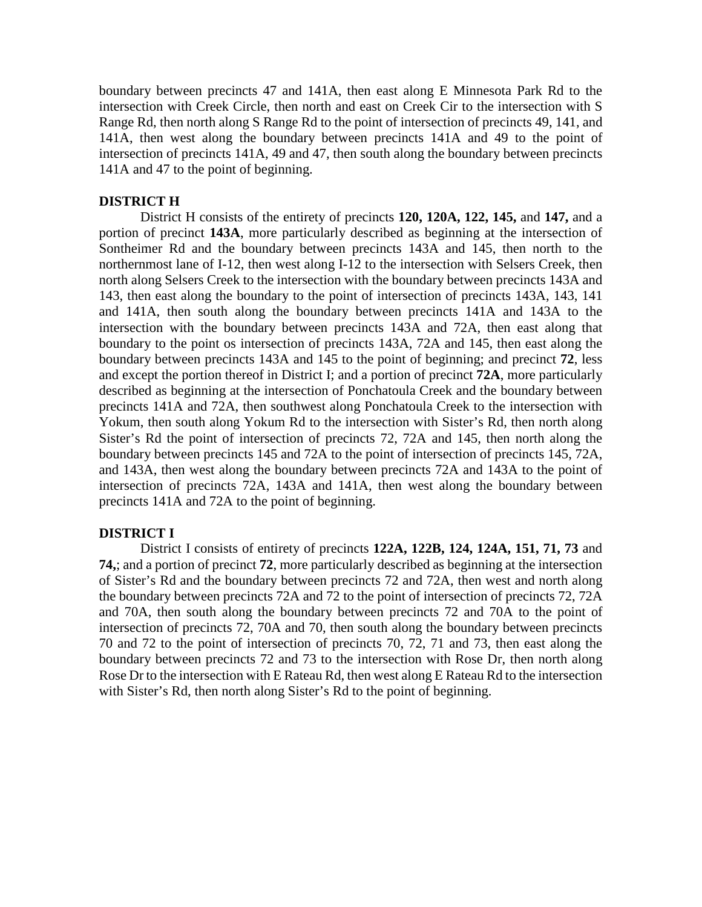boundary between precincts 47 and 141A, then east along E Minnesota Park Rd to the intersection with Creek Circle, then north and east on Creek Cir to the intersection with S Range Rd, then north along S Range Rd to the point of intersection of precincts 49, 141, and 141A, then west along the boundary between precincts 141A and 49 to the point of intersection of precincts 141A, 49 and 47, then south along the boundary between precincts 141A and 47 to the point of beginning.

**DISTRICT H**

District H consists of the entirety of precincts **120, 120A, 122, 145,** and **147,** and a portion of precinct **143A**, more particularly described as beginning at the intersection of Sontheimer Rd and the boundary between precincts 143A and 145, then north to the northernmost lane of I-12, then west along I-12 to the intersection with Selsers Creek, then north along Selsers Creek to the intersection with the boundary between precincts 143A and 143, then east along the boundary to the point of intersection of precincts 143A, 143, 141 and 141A, then south along the boundary between precincts 141A and 143A to the intersection with the boundary between precincts 143A and 72A, then east along that boundary to the point os intersection of precincts 143A, 72A and 145, then east along the boundary between precincts 143A and 145 to the point of beginning; and precinct **72**, less and except the portion thereof in District I; and a portion of precinct **72A**, more particularly described as beginning at the intersection of Ponchatoula Creek and the boundary between precincts 141A and 72A, then southwest along Ponchatoula Creek to the intersection with Yokum, then south along Yokum Rd to the intersection with Sister's Rd, then north along Sister's Rd the point of intersection of precincts 72, 72A and 145, then north along the boundary between precincts 145 and 72A to the point of intersection of precincts 145, 72A, and 143A, then west along the boundary between precincts 72A and 143A to the point of intersection of precincts 72A, 143A and 141A, then west along the boundary between precincts 141A and 72A to the point of beginning.

**DISTRICT I**

District I consists of entirety of precincts **122A, 122B, 124, 124A, 151, 71, 73** and **74,**; and a portion of precinct **72**, more particularly described as beginning at the intersection of Sister's Rd and the boundary between precincts 72 and 72A, then west and north along the boundary between precincts 72A and 72 to the point of intersection of precincts 72, 72A and 70A, then south along the boundary between precincts 72 and 70A to the point of intersection of precincts 72, 70A and 70, then south along the boundary between precincts 70 and 72 to the point of intersection of precincts 70, 72, 71 and 73, then east along the boundary between precincts 72 and 73 to the intersection with Rose Dr, then north along Rose Dr to the intersection with E Rateau Rd, then west along E Rateau Rd to the intersection with Sister's Rd, then north along Sister's Rd to the point of beginning.